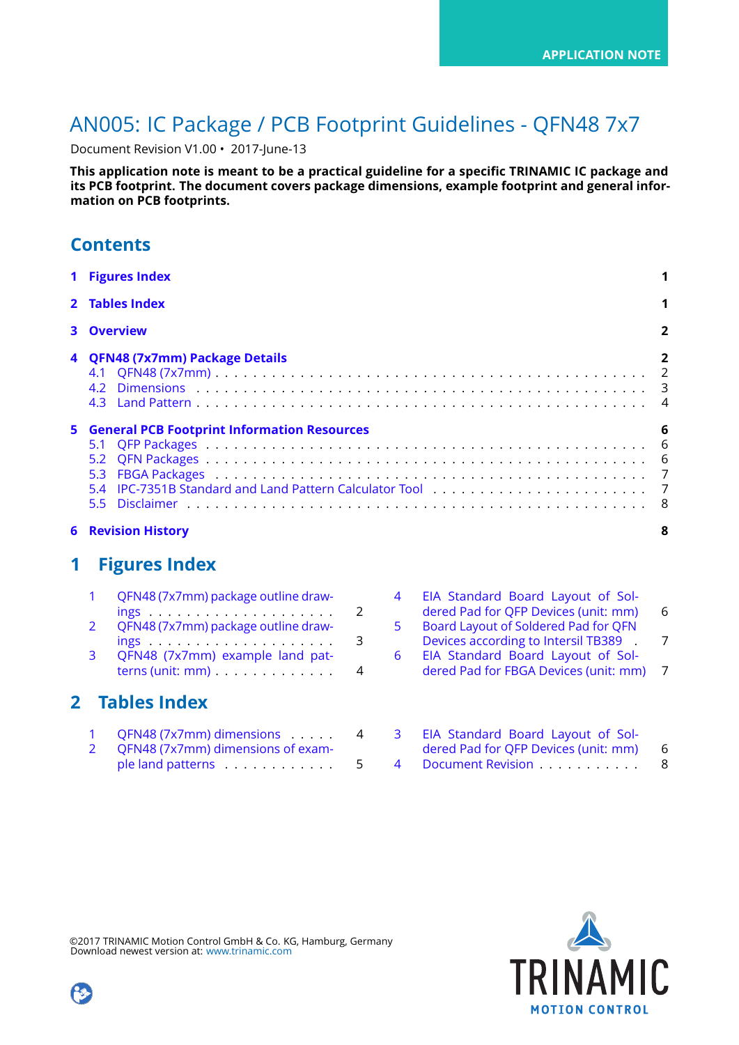APPLICATION NOTE

# AN005: IC Package / PCB Footprint Guidelines - QFN48 7x7

Document Revision V1.00 • 2017-June-13

**This application note is meant to be a practical guideline for a specific TRINAMIC IC package and its PCB footprint. The document covers package dimensions, example footprint and general information on PCB footprints.**

## Contents

1 Figures Index . . . 1

2 Tables Index . . . 1

3 Overview . . . 2

4 QFN48 (7x7mm) Package Details . . . 2
- 4.1 QFN48 (7x7mm) . . . 2
- 4.2 Dimensions . . . 3
- 4.3 Land Pattern . . . 4

5 General PCB Footprint Information Resources . . . 6
- 5.1 QFP Packages . . . 6
- 5.2 QFN Packages . . . 6
- 5.3 FBGA Packages . . . 7
- 5.4 IPC-7351B Standard and Land Pattern Calculator Tool . . . 7
- 5.5 Disclaimer . . . 8

6 Revision History . . . 8

## 1 Figures Index

1. QFN48 (7x7mm) package outline drawings . . . 2
2. QFN48 (7x7mm) package outline drawings . . . 3
3. QFN48 (7x7mm) example land patterns (unit: mm) . . . 4
4. EIA Standard Board Layout of Soldered Pad for QFP Devices (unit: mm) . . . 6
5. Board Layout of Soldered Pad for QFN Devices according to Intersil TB389 . . . 7
6. EIA Standard Board Layout of Soldered Pad for FBGA Devices (unit: mm) . . . 7

## 2 Tables Index

1. QFN48 (7x7mm) dimensions . . . 4
2. QFN48 (7x7mm) dimensions of example land patterns . . . 5
3. EIA Standard Board Layout of Soldered Pad for QFP Devices (unit: mm) . . . 6
4. Document Revision . . . 8

©2017 TRINAMIC Motion Control GmbH & Co. KG, Hamburg, Germany
Download newest version at: www.trinamic.com

TRINAMIC MOTION CONTROL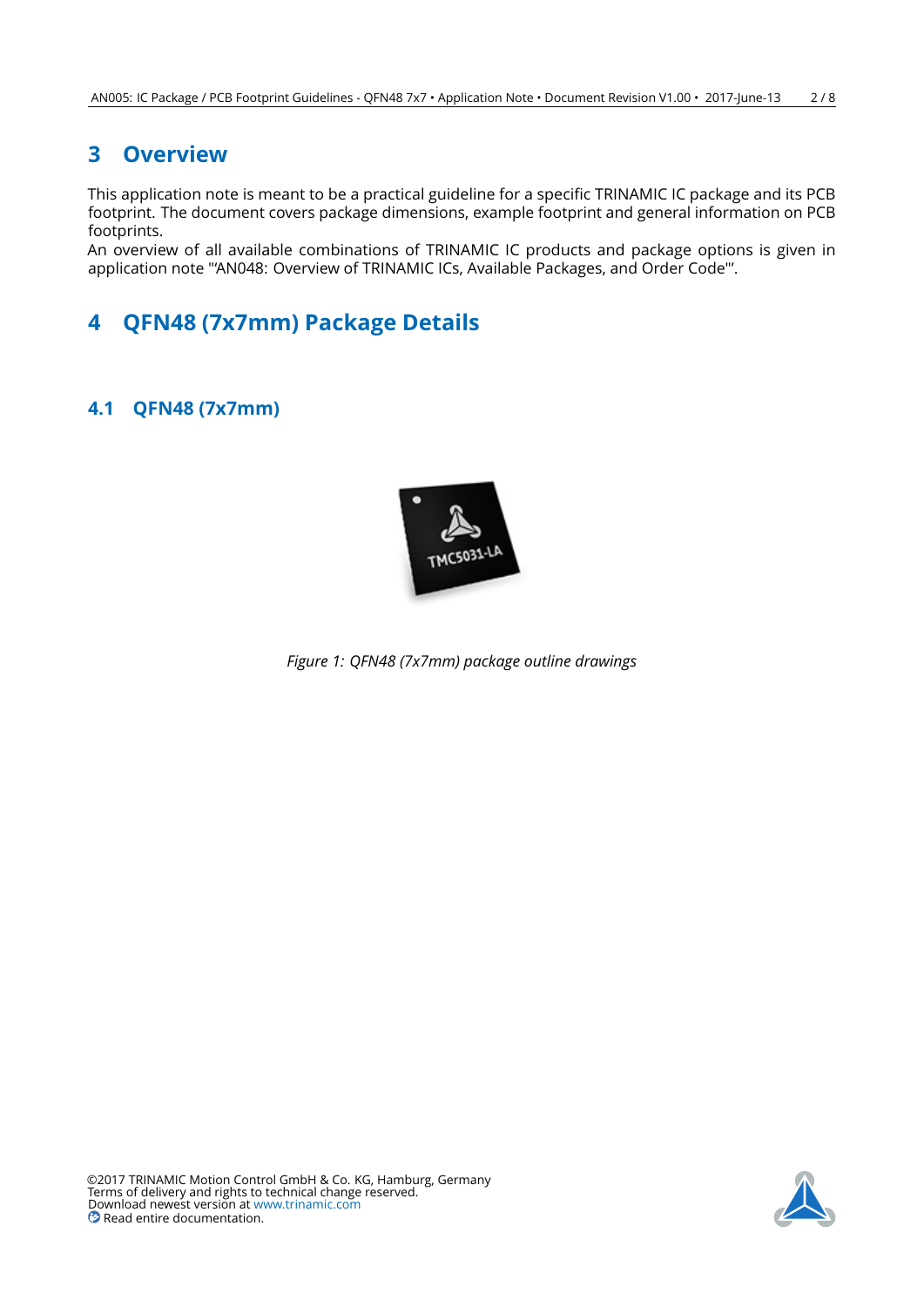# 3 Overview

This application note is meant to be a practical guideline for a specific TRINAMIC IC package and its PCB footprint. The document covers package dimensions, example footprint and general information on PCB footprints.
An overview of all available combinations of TRINAMIC IC products and package options is given in application note "'AN048: Overview of TRINAMIC ICs, Available Packages, and Order Code'".

# 4 QFN48 (7x7mm) Package Details

## 4.1 QFN48 (7x7mm)

*Figure 1: QFN48 (7x7mm) package outline drawings*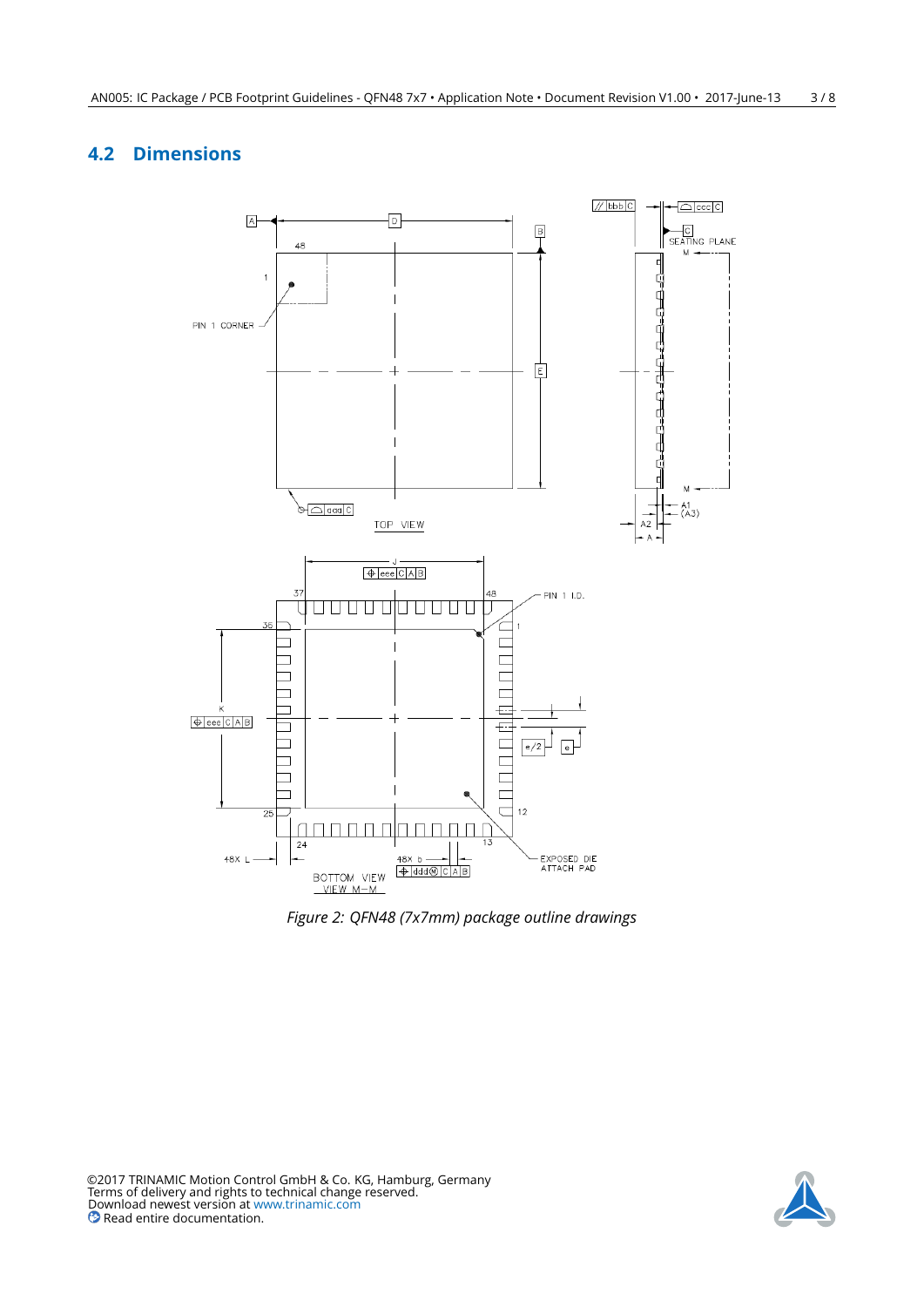## 4.2 Dimensions

*Figure 2: QFN48 (7x7mm) package outline drawings*

©2017 TRINAMIC Motion Control GmbH & Co. KG, Hamburg, Germany
Terms of delivery and rights to technical change reserved.
Download newest version at www.trinamic.com
Read entire documentation.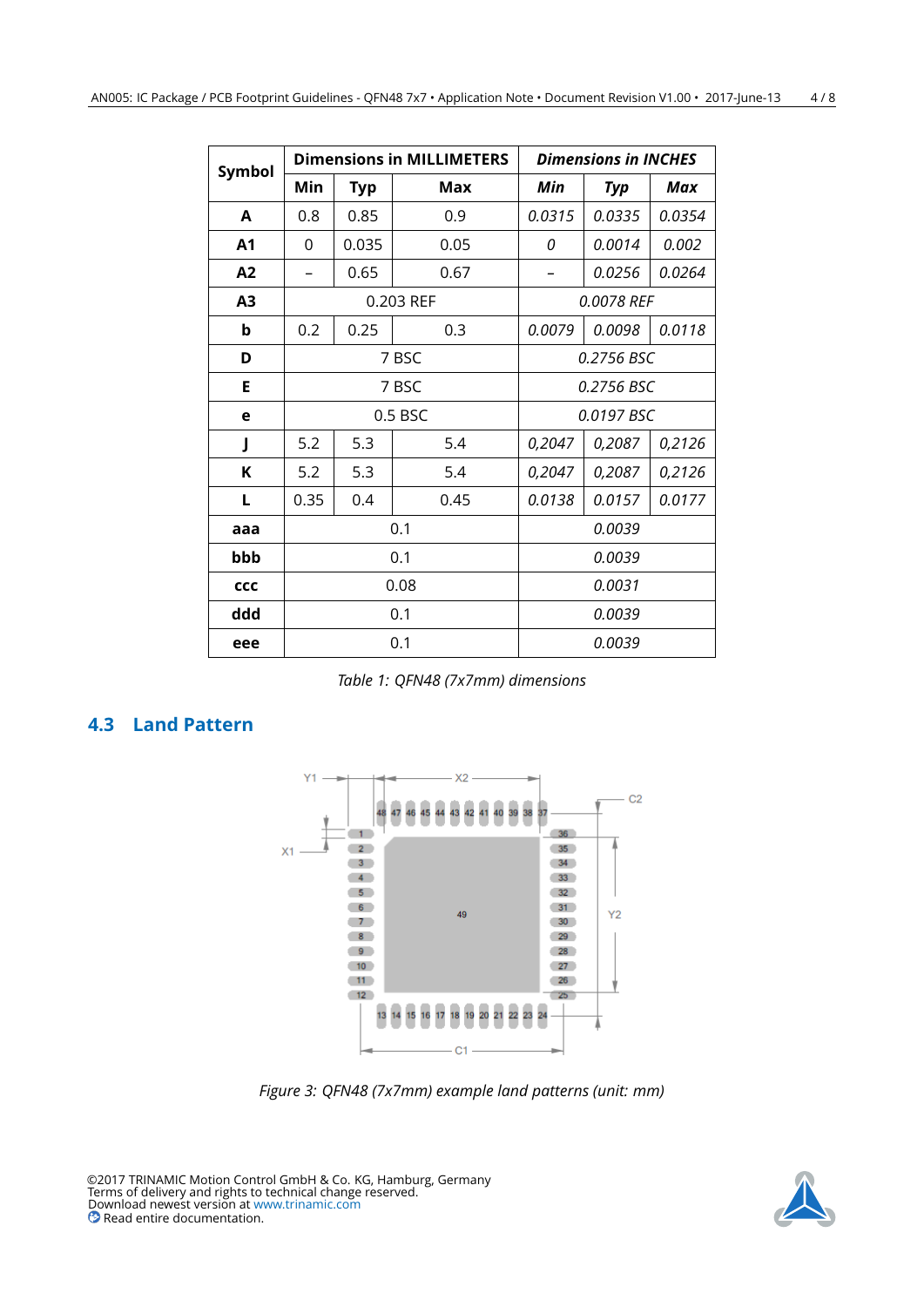| Symbol | Dimensions in MILLIMETERS | | | *Dimensions in INCHES* | | |
|---|---|---|---|---|---|---|
| | Min | Typ | Max | *Min* | *Typ* | *Max* |
| **A** | 0.8 | 0.85 | 0.9 | *0.0315* | *0.0335* | *0.0354* |
| **A1** | 0 | 0.035 | 0.05 | *0* | *0.0014* | *0.002* |
| **A2** | – | 0.65 | 0.67 | – | *0.0256* | *0.0264* |
| **A3** | 0.203 REF | | | *0.0078 REF* | | |
| **b** | 0.2 | 0.25 | 0.3 | *0.0079* | *0.0098* | *0.0118* |
| **D** | 7 BSC | | | *0.2756 BSC* | | |
| **E** | 7 BSC | | | *0.2756 BSC* | | |
| **e** | 0.5 BSC | | | *0.0197 BSC* | | |
| **J** | 5.2 | 5.3 | 5.4 | *0,2047* | *0,2087* | *0,2126* |
| **K** | 5.2 | 5.3 | 5.4 | *0,2047* | *0,2087* | *0,2126* |
| **L** | 0.35 | 0.4 | 0.45 | *0.0138* | *0.0157* | *0.0177* |
| **aaa** | 0.1 | | | *0.0039* | | |
| **bbb** | 0.1 | | | *0.0039* | | |
| **ccc** | 0.08 | | | *0.0031* | | |
| **ddd** | 0.1 | | | *0.0039* | | |
| **eee** | 0.1 | | | *0.0039* | | |

*Table 1: QFN48 (7x7mm) dimensions*

## 4.3 Land Pattern

*Figure 3: QFN48 (7x7mm) example land patterns (unit: mm)*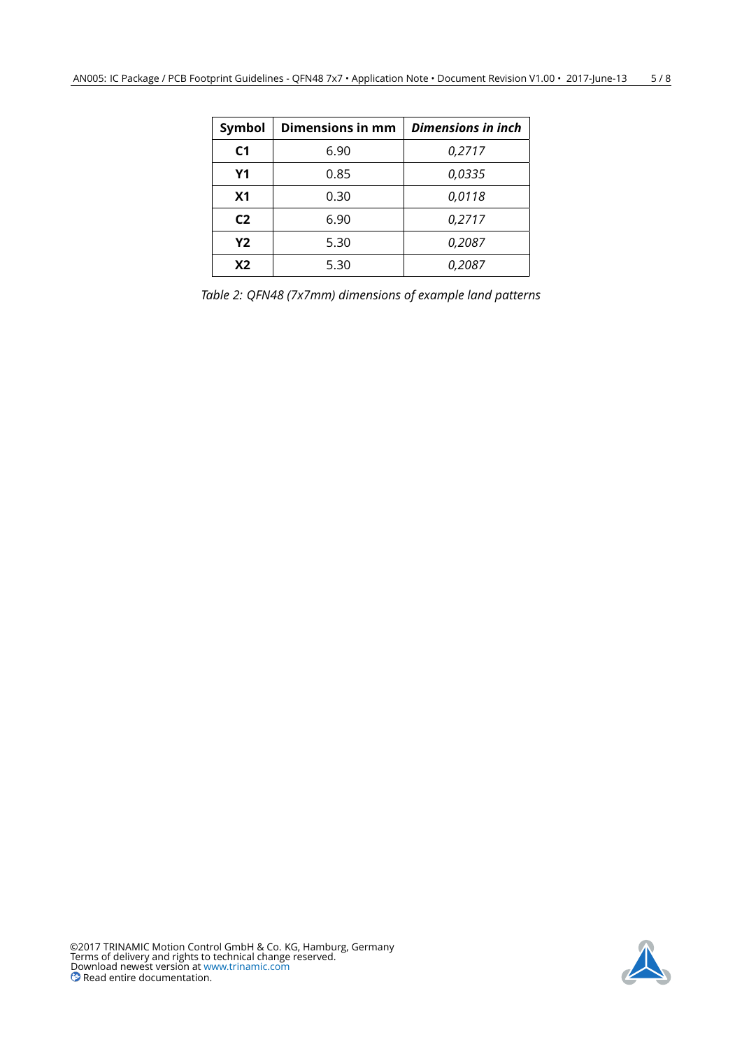| **Symbol** | **Dimensions in mm** | ***Dimensions in inch*** |
|---|---|---|
| **C1** | 6.90 | *0,2717* |
| **Y1** | 0.85 | *0,0335* |
| **X1** | 0.30 | *0,0118* |
| **C2** | 6.90 | *0,2717* |
| **Y2** | 5.30 | *0,2087* |
| **X2** | 5.30 | *0,2087* |

*Table 2: QFN48 (7x7mm) dimensions of example land patterns*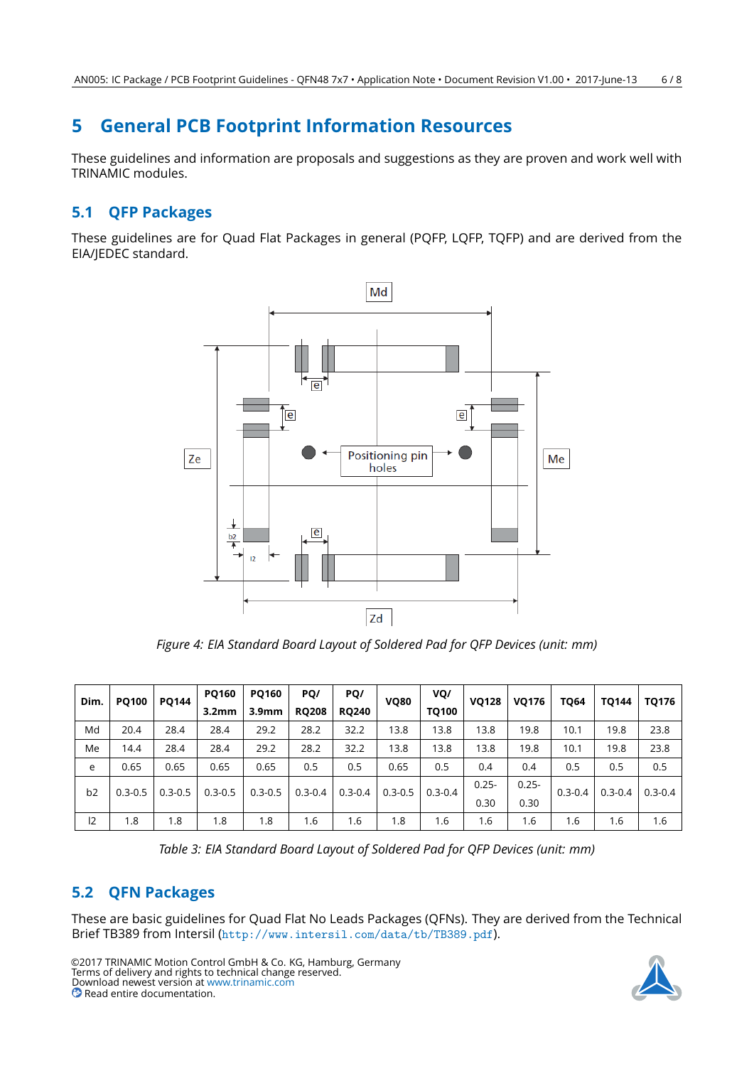# 5 General PCB Footprint Information Resources

These guidelines and information are proposals and suggestions as they are proven and work well with TRINAMIC modules.

## 5.1 QFP Packages

These guidelines are for Quad Flat Packages in general (PQFP, LQFP, TQFP) and are derived from the EIA/JEDEC standard.

*Figure 4: EIA Standard Board Layout of Soldered Pad for QFP Devices (unit: mm)*

| Dim. | PQ100 | PQ144 | PQ160 3.2mm | PQ160 3.9mm | PQ/ RQ208 | PQ/ RQ240 | VQ80 | VQ/ TQ100 | VQ128 | VQ176 | TQ64 | TQ144 | TQ176 |
|---|---|---|---|---|---|---|---|---|---|---|---|---|---|
| Md | 20.4 | 28.4 | 28.4 | 29.2 | 28.2 | 32.2 | 13.8 | 13.8 | 13.8 | 19.8 | 10.1 | 19.8 | 23.8 |
| Me | 14.4 | 28.4 | 28.4 | 29.2 | 28.2 | 32.2 | 13.8 | 13.8 | 13.8 | 19.8 | 10.1 | 19.8 | 23.8 |
| e | 0.65 | 0.65 | 0.65 | 0.65 | 0.5 | 0.5 | 0.65 | 0.5 | 0.4 | 0.4 | 0.5 | 0.5 | 0.5 |
| b2 | 0.3-0.5 | 0.3-0.5 | 0.3-0.5 | 0.3-0.5 | 0.3-0.4 | 0.3-0.4 | 0.3-0.5 | 0.3-0.4 | 0.25-0.30 | 0.25-0.30 | 0.3-0.4 | 0.3-0.4 | 0.3-0.4 |
| l2 | 1.8 | 1.8 | 1.8 | 1.8 | 1.6 | 1.6 | 1.8 | 1.6 | 1.6 | 1.6 | 1.6 | 1.6 | 1.6 |

*Table 3: EIA Standard Board Layout of Soldered Pad for QFP Devices (unit: mm)*

## 5.2 QFN Packages

These are basic guidelines for Quad Flat No Leads Packages (QFNs). They are derived from the Technical Brief TB389 from Intersil (`http://www.intersil.com/data/tb/TB389.pdf`).

©2017 TRINAMIC Motion Control GmbH & Co. KG, Hamburg, Germany
Terms of delivery and rights to technical change reserved.
Download newest version at www.trinamic.com
Read entire documentation.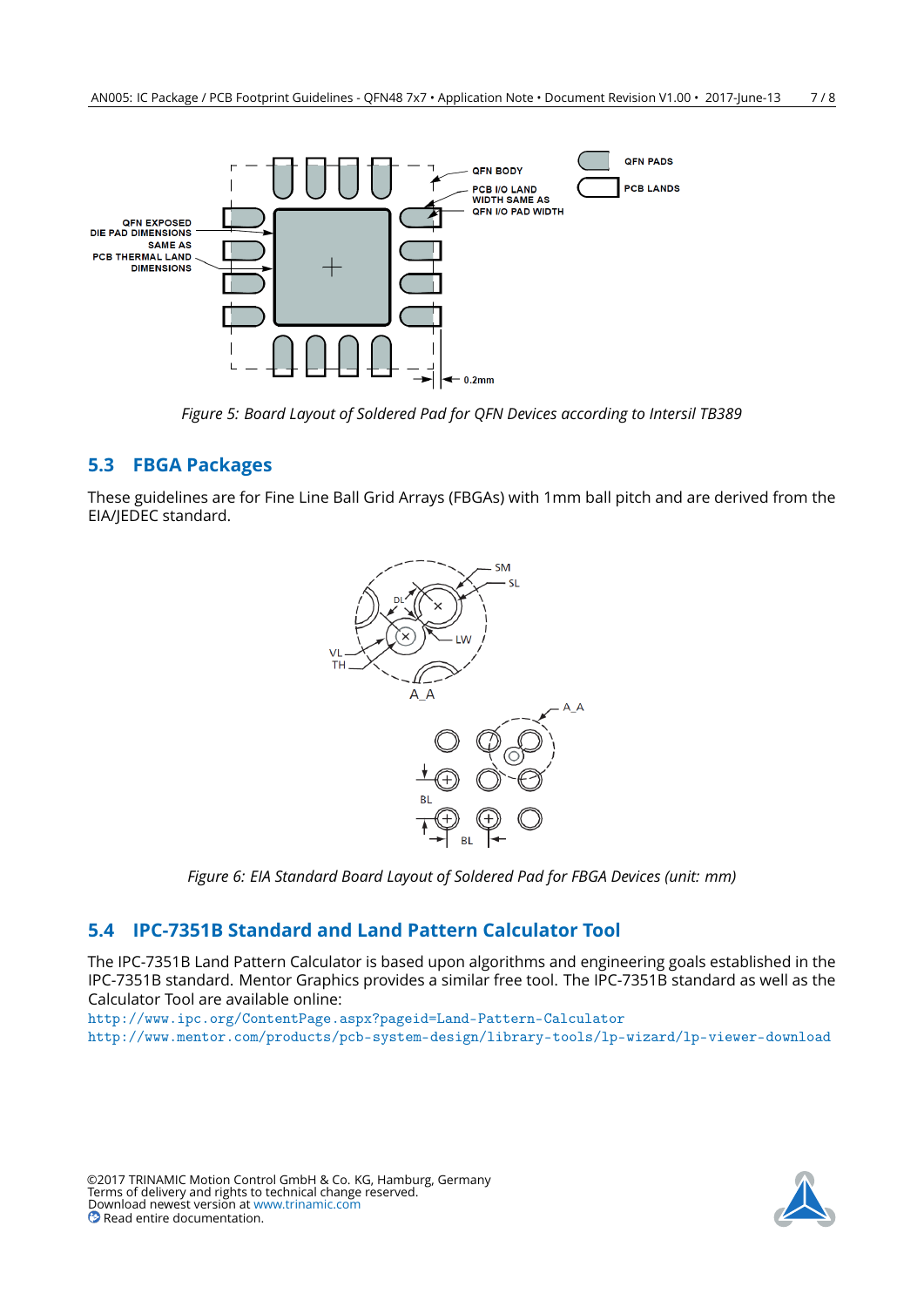*Figure 5: Board Layout of Soldered Pad for QFN Devices according to Intersil TB389*

## 5.3 FBGA Packages

These guidelines are for Fine Line Ball Grid Arrays (FBGAs) with 1mm ball pitch and are derived from the EIA/JEDEC standard.

*Figure 6: EIA Standard Board Layout of Soldered Pad for FBGA Devices (unit: mm)*

## 5.4 IPC-7351B Standard and Land Pattern Calculator Tool

The IPC-7351B Land Pattern Calculator is based upon algorithms and engineering goals established in the IPC-7351B standard. Mentor Graphics provides a similar free tool. The IPC-7351B standard as well as the Calculator Tool are available online:

http://www.ipc.org/ContentPage.aspx?pageid=Land-Pattern-Calculator
http://www.mentor.com/products/pcb-system-design/library-tools/lp-wizard/lp-viewer-download

©2017 TRINAMIC Motion Control GmbH & Co. KG, Hamburg, Germany
Terms of delivery and rights to technical change reserved.
Download newest version at www.trinamic.com
Read entire documentation.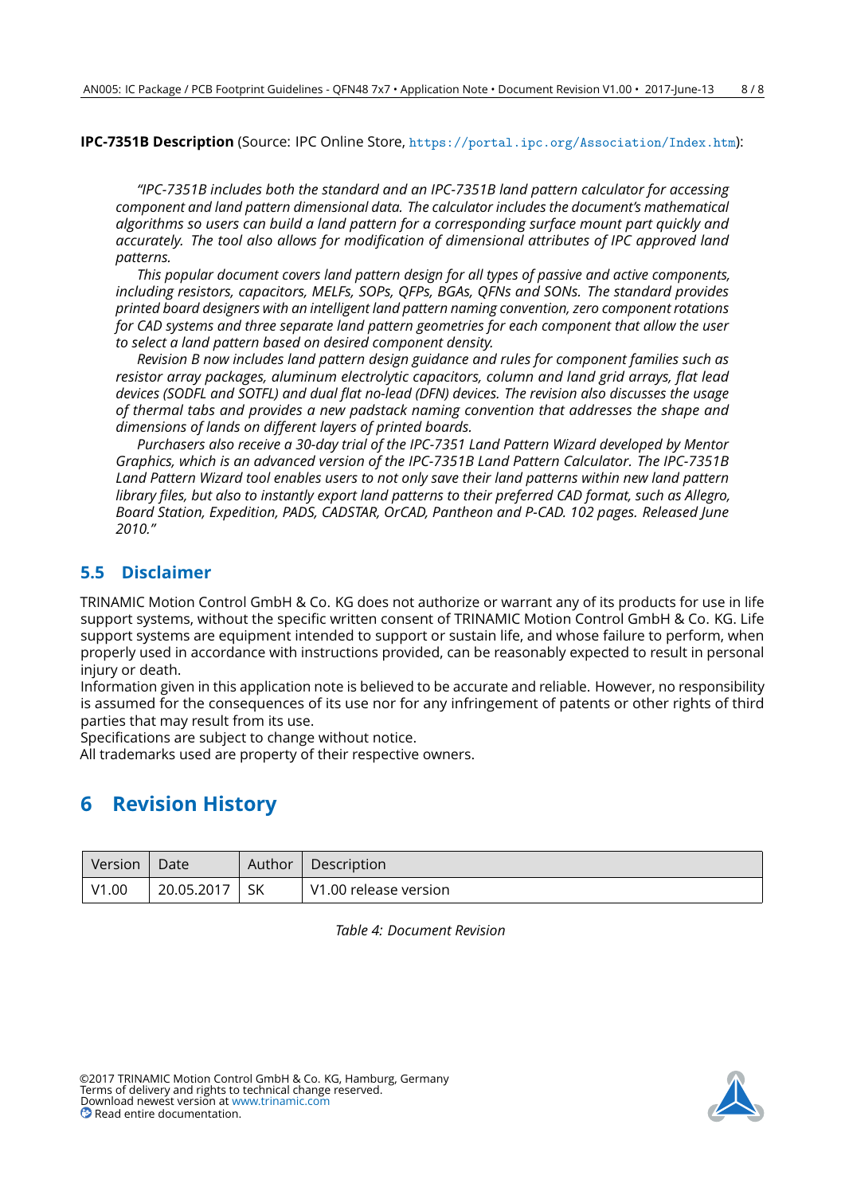**IPC-7351B Description** (Source: IPC Online Store, https://portal.ipc.org/Association/Index.htm):

> *"IPC-7351B includes both the standard and an IPC-7351B land pattern calculator for accessing component and land pattern dimensional data. The calculator includes the document's mathematical algorithms so users can build a land pattern for a corresponding surface mount part quickly and accurately. The tool also allows for modification of dimensional attributes of IPC approved land patterns.*
>
> *This popular document covers land pattern design for all types of passive and active components, including resistors, capacitors, MELFs, SOPs, QFPs, BGAs, QFNs and SONs. The standard provides printed board designers with an intelligent land pattern naming convention, zero component rotations for CAD systems and three separate land pattern geometries for each component that allow the user to select a land pattern based on desired component density.*
>
> *Revision B now includes land pattern design guidance and rules for component families such as resistor array packages, aluminum electrolytic capacitors, column and land grid arrays, flat lead devices (SODFL and SOTFL) and dual flat no-lead (DFN) devices. The revision also discusses the usage of thermal tabs and provides a new padstack naming convention that addresses the shape and dimensions of lands on different layers of printed boards.*
>
> *Purchasers also receive a 30-day trial of the IPC-7351 Land Pattern Wizard developed by Mentor Graphics, which is an advanced version of the IPC-7351B Land Pattern Calculator. The IPC-7351B Land Pattern Wizard tool enables users to not only save their land patterns within new land pattern library files, but also to instantly export land patterns to their preferred CAD format, such as Allegro, Board Station, Expedition, PADS, CADSTAR, OrCAD, Pantheon and P-CAD. 102 pages. Released June 2010."*

## 5.5 Disclaimer

TRINAMIC Motion Control GmbH & Co. KG does not authorize or warrant any of its products for use in life support systems, without the specific written consent of TRINAMIC Motion Control GmbH & Co. KG. Life support systems are equipment intended to support or sustain life, and whose failure to perform, when properly used in accordance with instructions provided, can be reasonably expected to result in personal injury or death.
Information given in this application note is believed to be accurate and reliable. However, no responsibility is assumed for the consequences of its use nor for any infringement of patents or other rights of third parties that may result from its use.
Specifications are subject to change without notice.
All trademarks used are property of their respective owners.

# 6 Revision History

| Version | Date | Author | Description |
|---|---|---|---|
| V1.00 | 20.05.2017 | SK | V1.00 release version |

*Table 4: Document Revision*

©2017 TRINAMIC Motion Control GmbH & Co. KG, Hamburg, Germany
Terms of delivery and rights to technical change reserved.
Download newest version at www.trinamic.com
Read entire documentation.